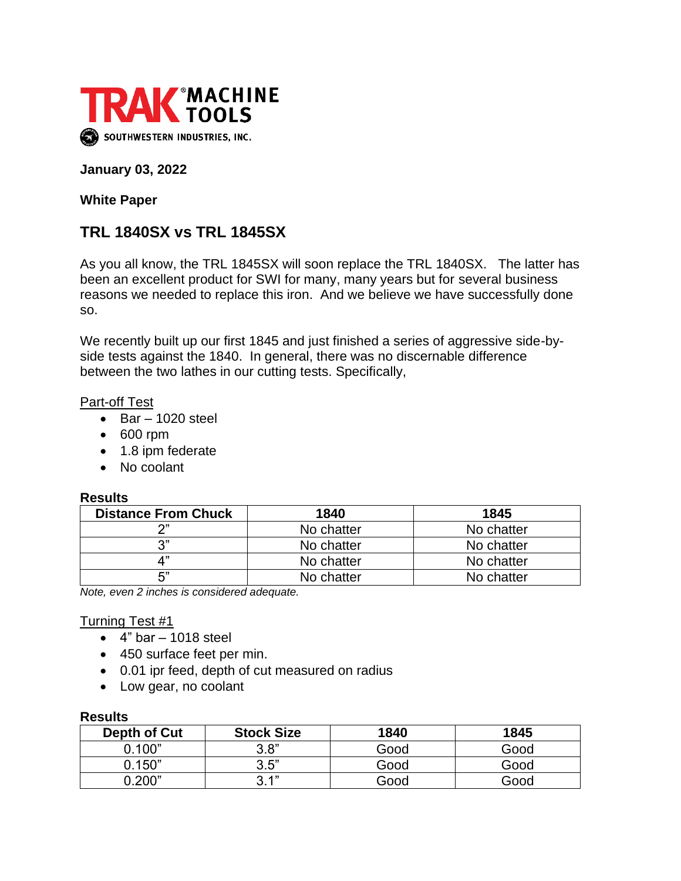TRAK® MACHINE TOOLS

SOUTHWESTERN INDUSTRIES, INC.

**January 03, 2022**

**White Paper**

## TRL 1840SX vs TRL 1845SX

As you all know, the TRL 1845SX will soon replace the TRL 1840SX. The latter has been an excellent product for SWI for many, many years but for several business reasons we needed to replace this iron. And we believe we have successfully done so.

We recently built up our first 1845 and just finished a series of aggressive side-by-side tests against the 1840. In general, there was no discernable difference between the two lathes in our cutting tests. Specifically,

Part-off Test

- Bar – 1020 steel
- 600 rpm
- 1.8 ipm federate
- No coolant

**Results**

| Distance From Chuck | 1840 | 1845 |
|---|---|---|
| 2” | No chatter | No chatter |
| 3” | No chatter | No chatter |
| 4” | No chatter | No chatter |
| 5” | No chatter | No chatter |

*Note, even 2 inches is considered adequate.*

Turning Test #1

- 4” bar – 1018 steel
- 450 surface feet per min.
- 0.01 ipr feed, depth of cut measured on radius
- Low gear, no coolant

**Results**

| Depth of Cut | Stock Size | 1840 | 1845 |
|---|---|---|---|
| 0.100” | 3.8” | Good | Good |
| 0.150” | 3.5” | Good | Good |
| 0.200” | 3.1” | Good | Good |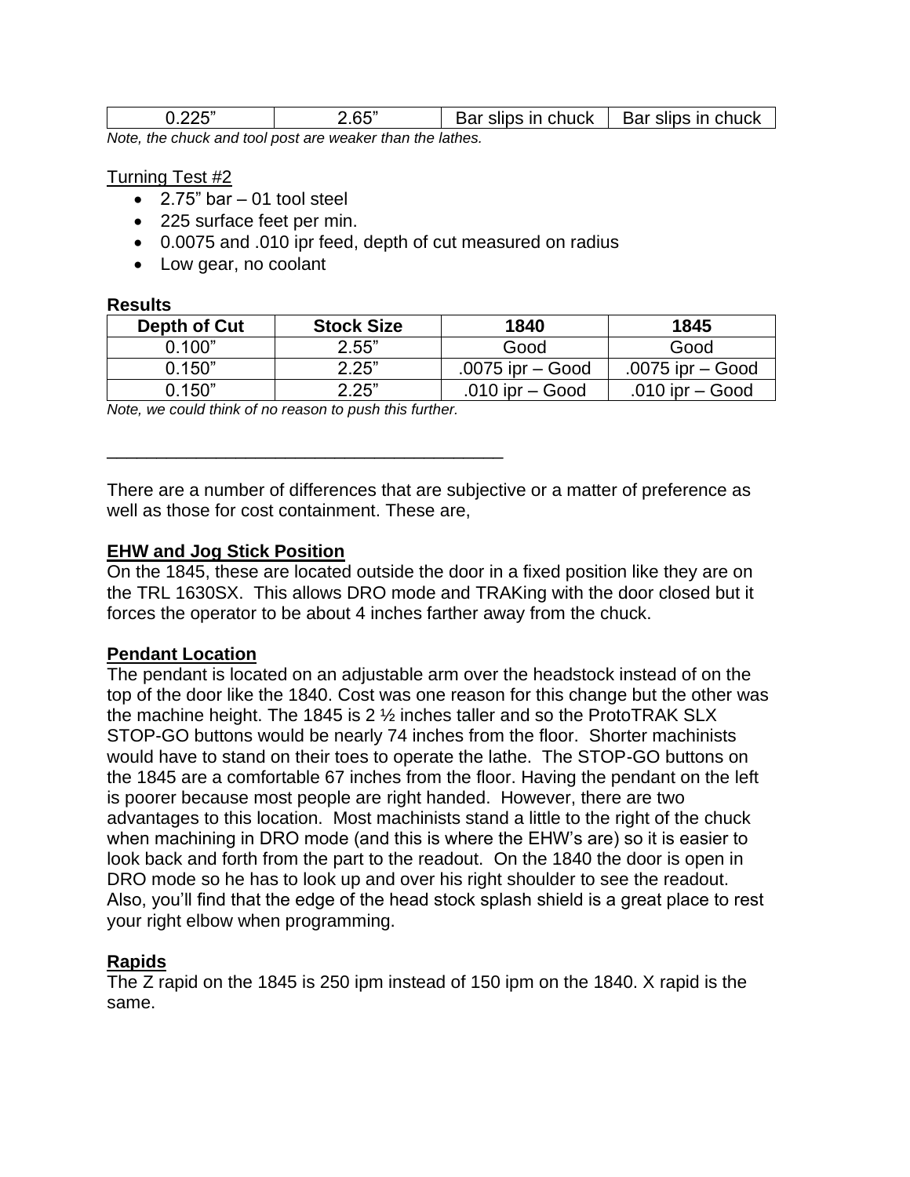| 0.225" | 2.65" | Bar slips in chuck | Bar slips in chuck |
|---|---|---|---|

*Note, the chuck and tool post are weaker than the lathes.*

Turning Test #2

- 2.75" bar – 01 tool steel
- 225 surface feet per min.
- 0.0075 and .010 ipr feed, depth of cut measured on radius
- Low gear, no coolant

**Results**

| Depth of Cut | Stock Size | 1840 | 1845 |
|---|---|---|---|
| 0.100" | 2.55" | Good | Good |
| 0.150" | 2.25" | .0075 ipr – Good | .0075 ipr – Good |
| 0.150" | 2.25" | .010 ipr – Good | .010 ipr – Good |

*Note, we could think of no reason to push this further.*

---

There are a number of differences that are subjective or a matter of preference as well as those for cost containment. These are,

**EHW and Jog Stick Position**

On the 1845, these are located outside the door in a fixed position like they are on the TRL 1630SX. This allows DRO mode and TRAKing with the door closed but it forces the operator to be about 4 inches farther away from the chuck.

**Pendant Location**

The pendant is located on an adjustable arm over the headstock instead of on the top of the door like the 1840. Cost was one reason for this change but the other was the machine height. The 1845 is 2 ½ inches taller and so the ProtoTRAK SLX STOP-GO buttons would be nearly 74 inches from the floor. Shorter machinists would have to stand on their toes to operate the lathe. The STOP-GO buttons on the 1845 are a comfortable 67 inches from the floor. Having the pendant on the left is poorer because most people are right handed. However, there are two advantages to this location. Most machinists stand a little to the right of the chuck when machining in DRO mode (and this is where the EHW's are) so it is easier to look back and forth from the part to the readout. On the 1840 the door is open in DRO mode so he has to look up and over his right shoulder to see the readout. Also, you'll find that the edge of the head stock splash shield is a great place to rest your right elbow when programming.

**Rapids**

The Z rapid on the 1845 is 250 ipm instead of 150 ipm on the 1840. X rapid is the same.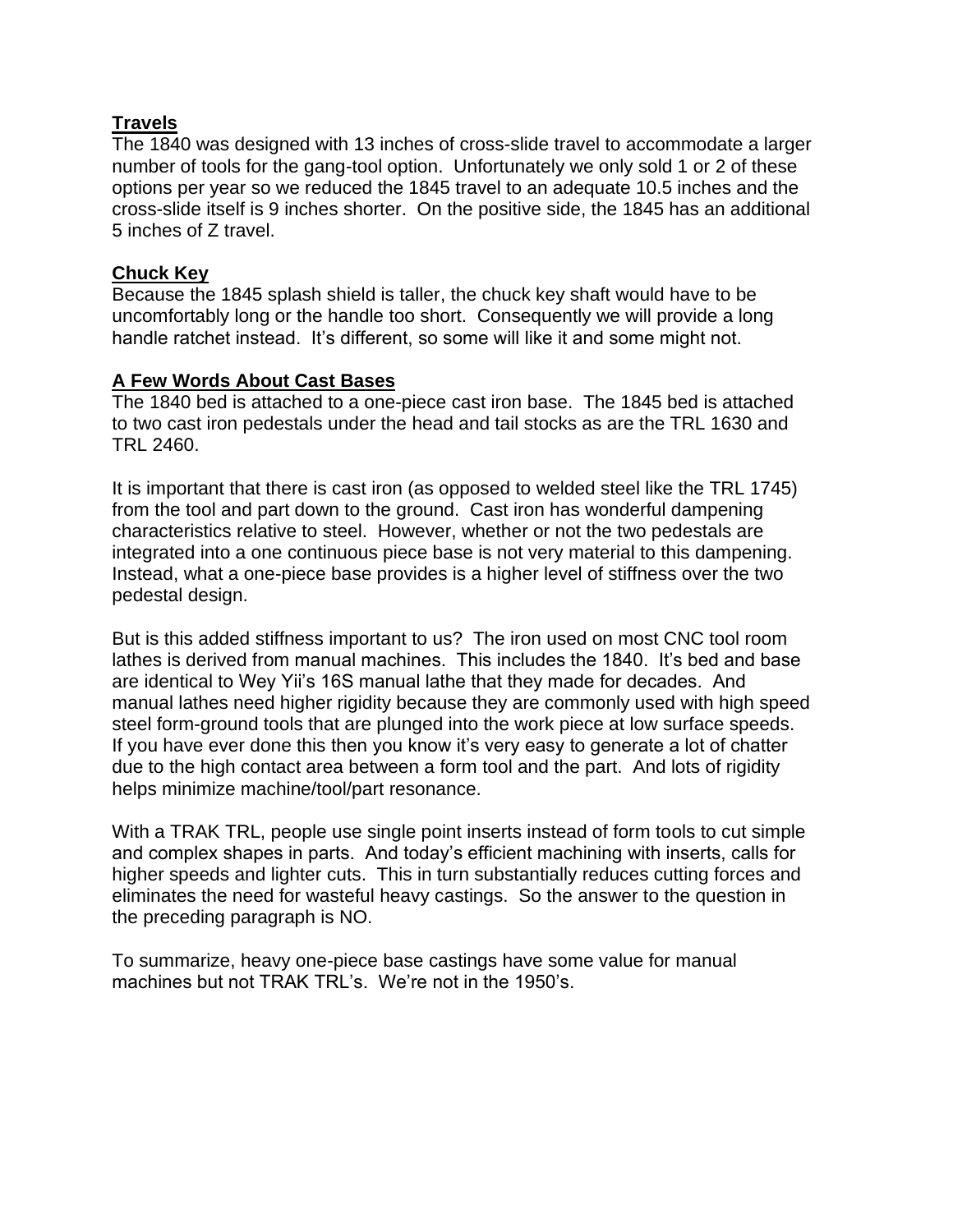**Travels**

The 1840 was designed with 13 inches of cross-slide travel to accommodate a larger number of tools for the gang-tool option. Unfortunately we only sold 1 or 2 of these options per year so we reduced the 1845 travel to an adequate 10.5 inches and the cross-slide itself is 9 inches shorter. On the positive side, the 1845 has an additional 5 inches of Z travel.

**Chuck Key**

Because the 1845 splash shield is taller, the chuck key shaft would have to be uncomfortably long or the handle too short. Consequently we will provide a long handle ratchet instead. It's different, so some will like it and some might not.

**A Few Words About Cast Bases**

The 1840 bed is attached to a one-piece cast iron base. The 1845 bed is attached to two cast iron pedestals under the head and tail stocks as are the TRL 1630 and TRL 2460.

It is important that there is cast iron (as opposed to welded steel like the TRL 1745) from the tool and part down to the ground. Cast iron has wonderful dampening characteristics relative to steel. However, whether or not the two pedestals are integrated into a one continuous piece base is not very material to this dampening. Instead, what a one-piece base provides is a higher level of stiffness over the two pedestal design.

But is this added stiffness important to us? The iron used on most CNC tool room lathes is derived from manual machines. This includes the 1840. It's bed and base are identical to Wey Yii's 16S manual lathe that they made for decades. And manual lathes need higher rigidity because they are commonly used with high speed steel form-ground tools that are plunged into the work piece at low surface speeds. If you have ever done this then you know it's very easy to generate a lot of chatter due to the high contact area between a form tool and the part. And lots of rigidity helps minimize machine/tool/part resonance.

With a TRAK TRL, people use single point inserts instead of form tools to cut simple and complex shapes in parts. And today's efficient machining with inserts, calls for higher speeds and lighter cuts. This in turn substantially reduces cutting forces and eliminates the need for wasteful heavy castings. So the answer to the question in the preceding paragraph is NO.

To summarize, heavy one-piece base castings have some value for manual machines but not TRAK TRL's. We're not in the 1950's.